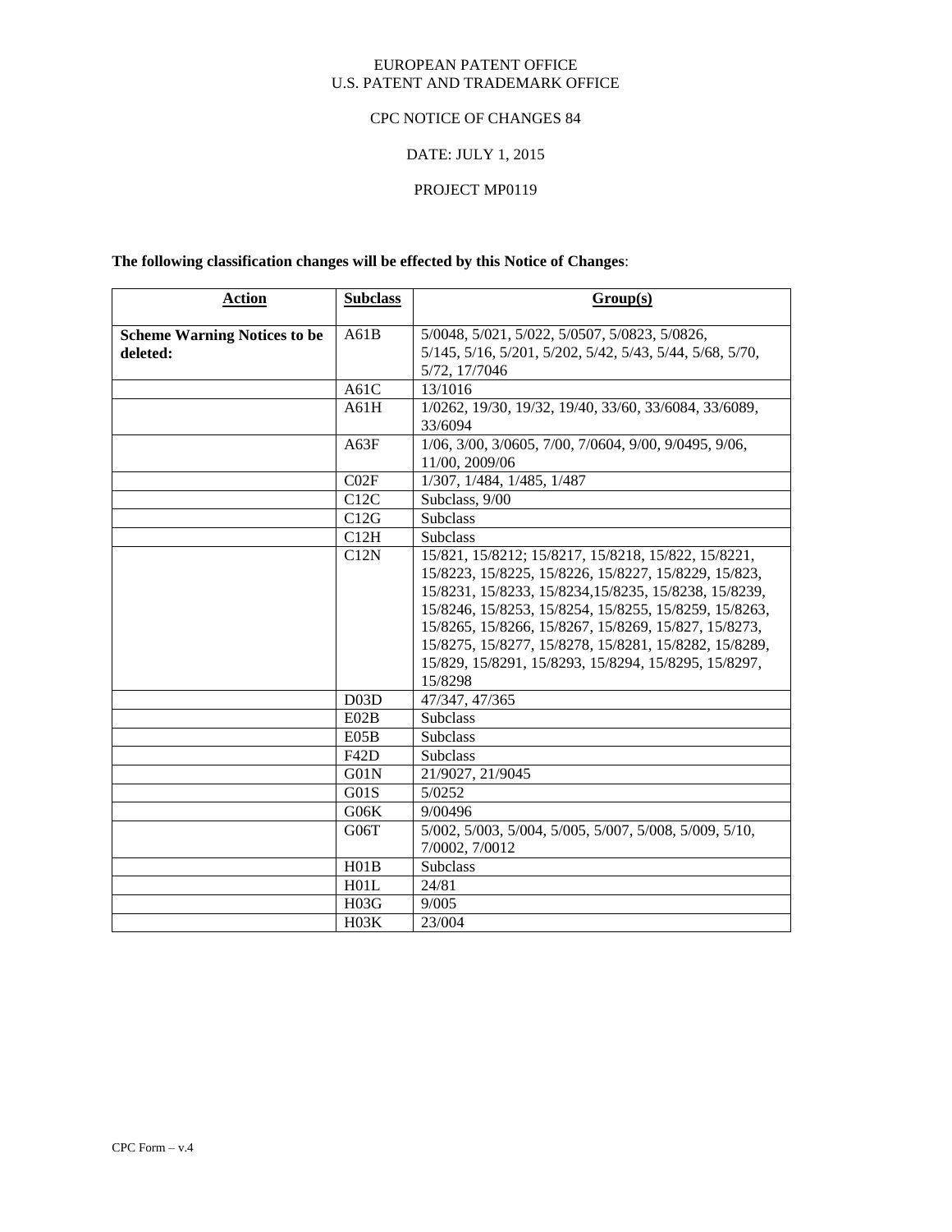EUROPEAN PATENT OFFICE
U.S. PATENT AND TRADEMARK OFFICE

CPC NOTICE OF CHANGES 84

DATE: JULY 1, 2015

PROJECT MP0119

**The following classification changes will be effected by this Notice of Changes**:

| Action | Subclass | Group(s) |
|---|---|---|
| **Scheme Warning Notices to be deleted:** | A61B | 5/0048, 5/021, 5/022, 5/0507, 5/0823, 5/0826, 5/145, 5/16, 5/201, 5/202, 5/42, 5/43, 5/44, 5/68, 5/70, 5/72, 17/7046 |
| | A61C | 13/1016 |
| | A61H | 1/0262, 19/30, 19/32, 19/40, 33/60, 33/6084, 33/6089, 33/6094 |
| | A63F | 1/06, 3/00, 3/0605, 7/00, 7/0604, 9/00, 9/0495, 9/06, 11/00, 2009/06 |
| | C02F | 1/307, 1/484, 1/485, 1/487 |
| | C12C | Subclass, 9/00 |
| | C12G | Subclass |
| | C12H | Subclass |
| | C12N | 15/821, 15/8212; 15/8217, 15/8218, 15/822, 15/8221, 15/8223, 15/8225, 15/8226, 15/8227, 15/8229, 15/823, 15/8231, 15/8233, 15/8234,15/8235, 15/8238, 15/8239, 15/8246, 15/8253, 15/8254, 15/8255, 15/8259, 15/8263, 15/8265, 15/8266, 15/8267, 15/8269, 15/827, 15/8273, 15/8275, 15/8277, 15/8278, 15/8281, 15/8282, 15/8289, 15/829, 15/8291, 15/8293, 15/8294, 15/8295, 15/8297, 15/8298 |
| | D03D | 47/347, 47/365 |
| | E02B | Subclass |
| | E05B | Subclass |
| | F42D | Subclass |
| | G01N | 21/9027, 21/9045 |
| | G01S | 5/0252 |
| | G06K | 9/00496 |
| | G06T | 5/002, 5/003, 5/004, 5/005, 5/007, 5/008, 5/009, 5/10, 7/0002, 7/0012 |
| | H01B | Subclass |
| | H01L | 24/81 |
| | H03G | 9/005 |
| | H03K | 23/004 |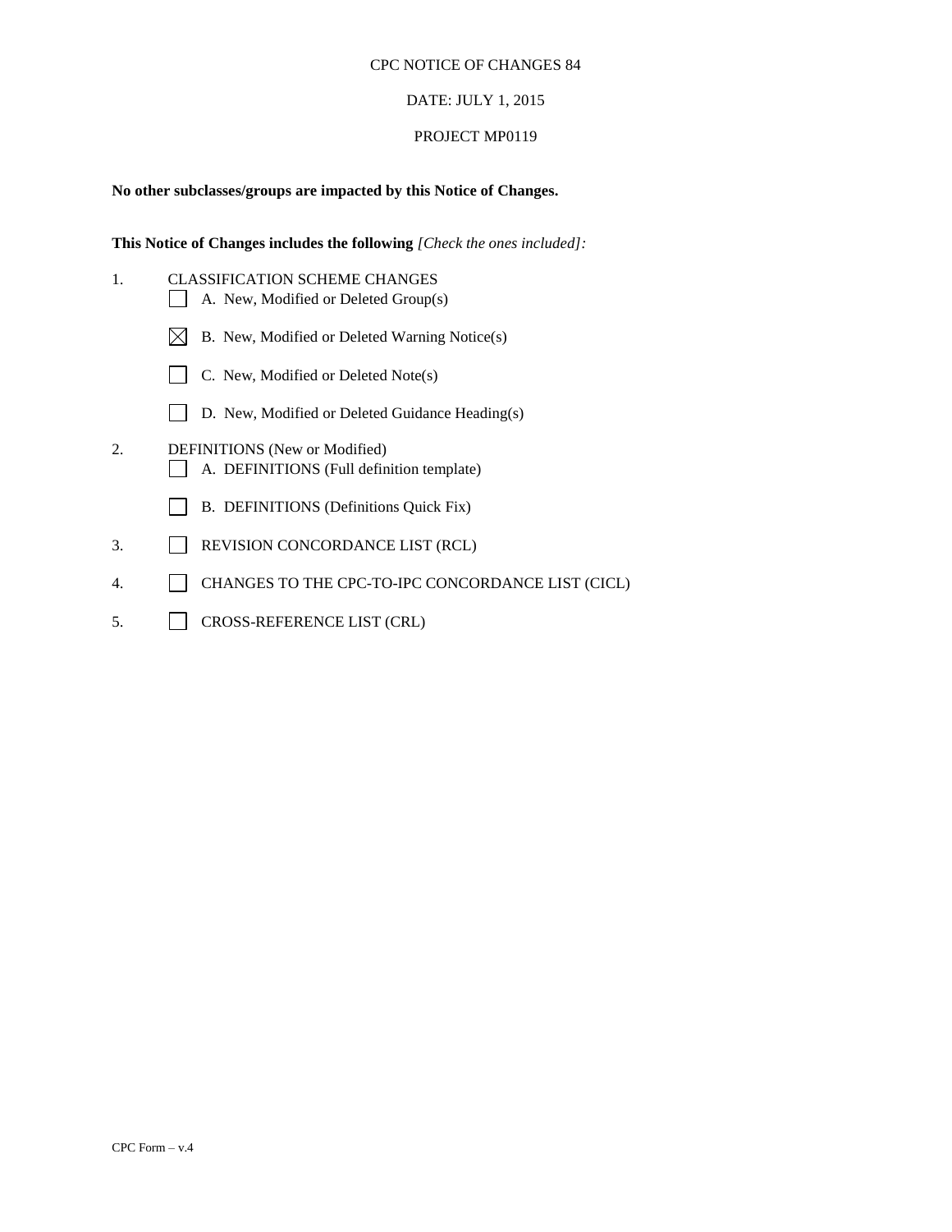CPC NOTICE OF CHANGES 84

DATE: JULY 1, 2015

PROJECT MP0119

**No other subclasses/groups are impacted by this Notice of Changes.**

**This Notice of Changes includes the following** *[Check the ones included]:*

1. CLASSIFICATION SCHEME CHANGES
   - ☐ A. New, Modified or Deleted Group(s)
   - ☒ B. New, Modified or Deleted Warning Notice(s)
   - ☐ C. New, Modified or Deleted Note(s)
   - ☐ D. New, Modified or Deleted Guidance Heading(s)
2. DEFINITIONS (New or Modified)
   - ☐ A. DEFINITIONS (Full definition template)
   - ☐ B. DEFINITIONS (Definitions Quick Fix)
3. ☐ REVISION CONCORDANCE LIST (RCL)
4. ☐ CHANGES TO THE CPC-TO-IPC CONCORDANCE LIST (CICL)
5. ☐ CROSS-REFERENCE LIST (CRL)

CPC Form – v.4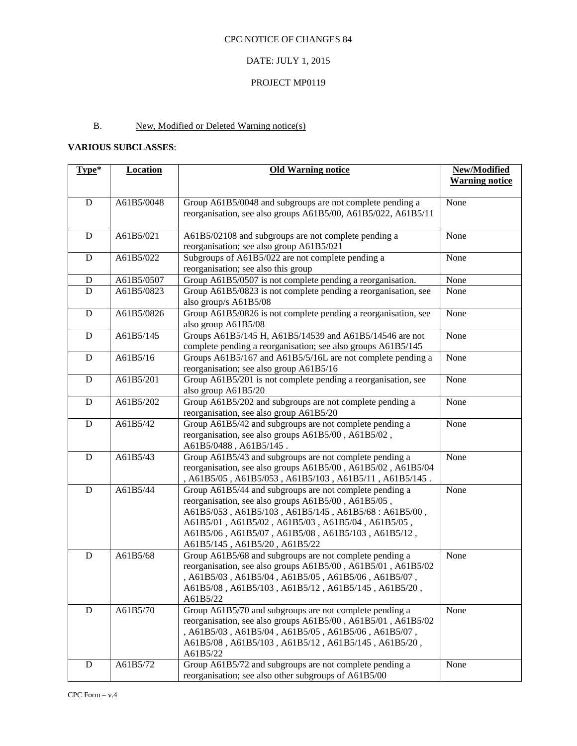CPC NOTICE OF CHANGES 84

DATE: JULY 1, 2015

PROJECT MP0119

B. New, Modified or Deleted Warning notice(s)

**VARIOUS SUBCLASSES**:

| Type* | Location | Old Warning notice | New/Modified Warning notice |
|---|---|---|---|
| D | A61B5/0048 | Group A61B5/0048 and subgroups are not complete pending a reorganisation, see also groups A61B5/00, A61B5/022, A61B5/11 | None |
| D | A61B5/021 | A61B5/02108 and subgroups are not complete pending a reorganisation; see also group A61B5/021 | None |
| D | A61B5/022 | Subgroups of A61B5/022 are not complete pending a reorganisation; see also this group | None |
| D | A61B5/0507 | Group A61B5/0507 is not complete pending a reorganisation. | None |
| D | A61B5/0823 | Group A61B5/0823 is not complete pending a reorganisation, see also group/s A61B5/08 | None |
| D | A61B5/0826 | Group A61B5/0826 is not complete pending a reorganisation, see also group A61B5/08 | None |
| D | A61B5/145 | Groups A61B5/145 H, A61B5/14539 and A61B5/14546 are not complete pending a reorganisation; see also groups A61B5/145 | None |
| D | A61B5/16 | Groups A61B5/167 and A61B5/5/16L are not complete pending a reorganisation; see also group A61B5/16 | None |
| D | A61B5/201 | Group A61B5/201 is not complete pending a reorganisation, see also group A61B5/20 | None |
| D | A61B5/202 | Group A61B5/202 and subgroups are not complete pending a reorganisation, see also group A61B5/20 | None |
| D | A61B5/42 | Group A61B5/42 and subgroups are not complete pending a reorganisation, see also groups A61B5/00 , A61B5/02 , A61B5/0488 , A61B5/145 . | None |
| D | A61B5/43 | Group A61B5/43 and subgroups are not complete pending a reorganisation, see also groups A61B5/00 , A61B5/02 , A61B5/04 , A61B5/05 , A61B5/053 , A61B5/103 , A61B5/11 , A61B5/145 . | None |
| D | A61B5/44 | Group A61B5/44 and subgroups are not complete pending a reorganisation, see also groups A61B5/00 , A61B5/05 , A61B5/053 , A61B5/103 , A61B5/145 , A61B5/68 : A61B5/00 , A61B5/01 , A61B5/02 , A61B5/03 , A61B5/04 , A61B5/05 , A61B5/06 , A61B5/07 , A61B5/08 , A61B5/103 , A61B5/12 , A61B5/145 , A61B5/20 , A61B5/22 | None |
| D | A61B5/68 | Group A61B5/68 and subgroups are not complete pending a reorganisation, see also groups A61B5/00 , A61B5/01 , A61B5/02 , A61B5/03 , A61B5/04 , A61B5/05 , A61B5/06 , A61B5/07 , A61B5/08 , A61B5/103 , A61B5/12 , A61B5/145 , A61B5/20 , A61B5/22 | None |
| D | A61B5/70 | Group A61B5/70 and subgroups are not complete pending a reorganisation, see also groups A61B5/00 , A61B5/01 , A61B5/02 , A61B5/03 , A61B5/04 , A61B5/05 , A61B5/06 , A61B5/07 , A61B5/08 , A61B5/103 , A61B5/12 , A61B5/145 , A61B5/20 , A61B5/22 | None |
| D | A61B5/72 | Group A61B5/72 and subgroups are not complete pending a reorganisation; see also other subgroups of A61B5/00 | None |

CPC Form – v.4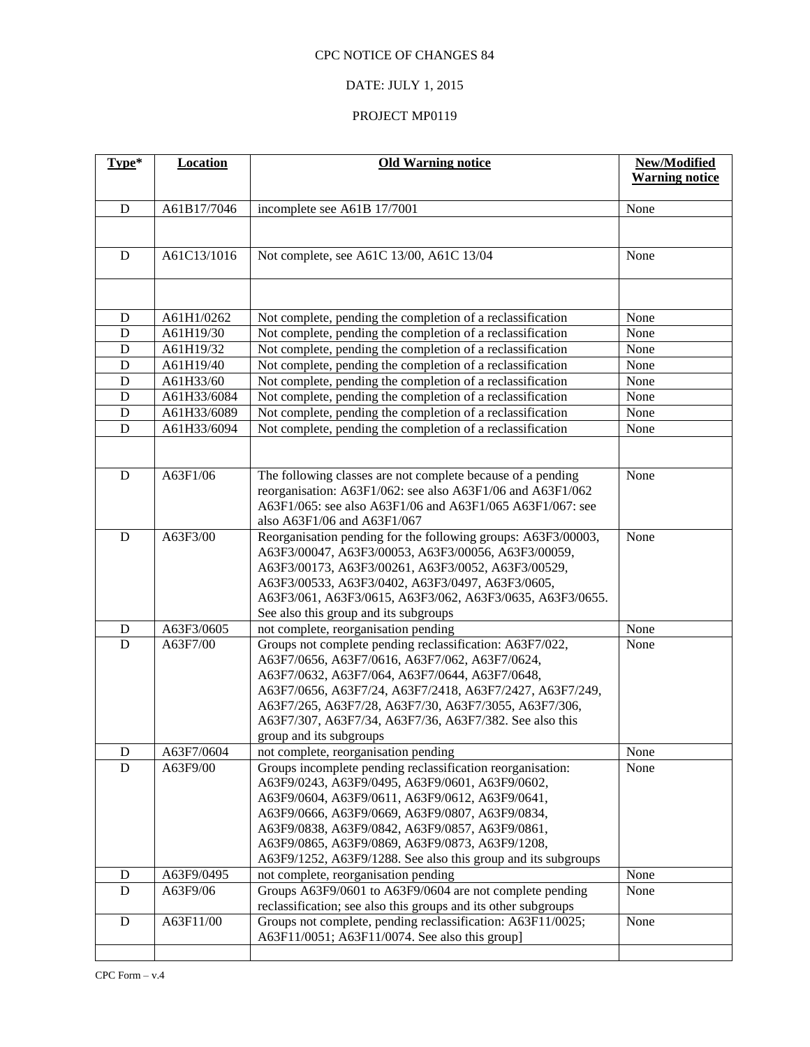CPC NOTICE OF CHANGES 84

DATE: JULY 1, 2015

PROJECT MP0119

| Type* | Location | Old Warning notice | New/Modified Warning notice |
|---|---|---|---|
| D | A61B17/7046 | incomplete see A61B 17/7001 | None |
| | | | |
| D | A61C13/1016 | Not complete, see A61C 13/00, A61C 13/04 | None |
| | | | |
| D | A61H1/0262 | Not complete, pending the completion of a reclassification | None |
| D | A61H19/30 | Not complete, pending the completion of a reclassification | None |
| D | A61H19/32 | Not complete, pending the completion of a reclassification | None |
| D | A61H19/40 | Not complete, pending the completion of a reclassification | None |
| D | A61H33/60 | Not complete, pending the completion of a reclassification | None |
| D | A61H33/6084 | Not complete, pending the completion of a reclassification | None |
| D | A61H33/6089 | Not complete, pending the completion of a reclassification | None |
| D | A61H33/6094 | Not complete, pending the completion of a reclassification | None |
| | | | |
| D | A63F1/06 | The following classes are not complete because of a pending reorganisation: A63F1/062: see also A63F1/06 and A63F1/062 A63F1/065: see also A63F1/06 and A63F1/065 A63F1/067: see also A63F1/06 and A63F1/067 | None |
| D | A63F3/00 | Reorganisation pending for the following groups: A63F3/00003, A63F3/00047, A63F3/00053, A63F3/00056, A63F3/00059, A63F3/00173, A63F3/00261, A63F3/0052, A63F3/00529, A63F3/00533, A63F3/0402, A63F3/0497, A63F3/0605, A63F3/061, A63F3/0615, A63F3/062, A63F3/0635, A63F3/0655. See also this group and its subgroups | None |
| D | A63F3/0605 | not complete, reorganisation pending | None |
| D | A63F7/00 | Groups not complete pending reclassification: A63F7/022, A63F7/0656, A63F7/0616, A63F7/062, A63F7/0624, A63F7/0632, A63F7/064, A63F7/0644, A63F7/0648, A63F7/0656, A63F7/24, A63F7/2418, A63F7/2427, A63F7/249, A63F7/265, A63F7/28, A63F7/30, A63F7/3055, A63F7/306, A63F7/307, A63F7/34, A63F7/36, A63F7/382. See also this group and its subgroups | None |
| D | A63F7/0604 | not complete, reorganisation pending | None |
| D | A63F9/00 | Groups incomplete pending reclassification reorganisation: A63F9/0243, A63F9/0495, A63F9/0601, A63F9/0602, A63F9/0604, A63F9/0611, A63F9/0612, A63F9/0641, A63F9/0666, A63F9/0669, A63F9/0807, A63F9/0834, A63F9/0838, A63F9/0842, A63F9/0857, A63F9/0861, A63F9/0865, A63F9/0869, A63F9/0873, A63F9/1208, A63F9/1252, A63F9/1288. See also this group and its subgroups | None |
| D | A63F9/0495 | not complete, reorganisation pending | None |
| D | A63F9/06 | Groups A63F9/0601 to A63F9/0604 are not complete pending reclassification; see also this groups and its other subgroups | None |
| D | A63F11/00 | Groups not complete, pending reclassification: A63F11/0025; A63F11/0051; A63F11/0074. See also this group] | None |
| | | | |

CPC Form – v.4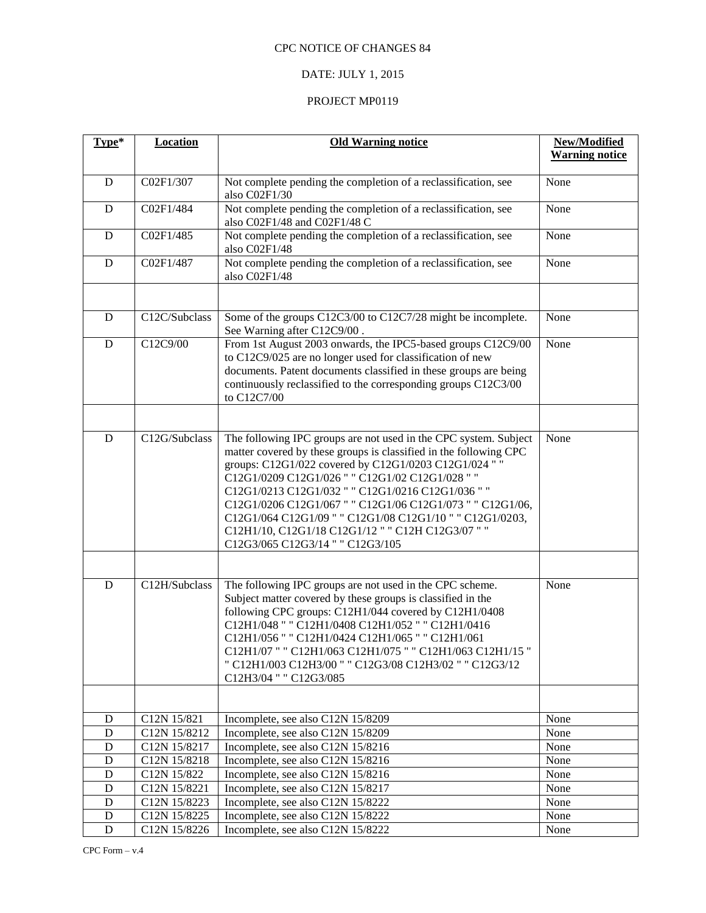CPC NOTICE OF CHANGES 84

DATE: JULY 1, 2015

PROJECT MP0119

| Type* | Location | Old Warning notice | New/Modified Warning notice |
|---|---|---|---|
| D | C02F1/307 | Not complete pending the completion of a reclassification, see also C02F1/30 | None |
| D | C02F1/484 | Not complete pending the completion of a reclassification, see also C02F1/48 and C02F1/48 C | None |
| D | C02F1/485 | Not complete pending the completion of a reclassification, see also C02F1/48 | None |
| D | C02F1/487 | Not complete pending the completion of a reclassification, see also C02F1/48 | None |
| | | | |
| D | C12C/Subclass | Some of the groups C12C3/00 to C12C7/28 might be incomplete. See Warning after C12C9/00 . | None |
| D | C12C9/00 | From 1st August 2003 onwards, the IPC5-based groups C12C9/00 to C12C9/025 are no longer used for classification of new documents. Patent documents classified in these groups are being continuously reclassified to the corresponding groups C12C3/00 to C12C7/00 | None |
| | | | |
| D | C12G/Subclass | The following IPC groups are not used in the CPC system. Subject matter covered by these groups is classified in the following CPC groups: C12G1/022 covered by C12G1/0203 C12G1/024 " " C12G1/0209 C12G1/026 " " C12G1/02 C12G1/028 " " C12G1/0213 C12G1/032 " " C12G1/0216 C12G1/036 " " C12G1/0206 C12G1/067 " " C12G1/06 C12G1/073 " " C12G1/06, C12G1/064 C12G1/09 " " C12G1/08 C12G1/10 " " C12G1/0203, C12H1/10, C12G1/18 C12G1/12 " " C12H C12G3/07 " " C12G3/065 C12G3/14 " " C12G3/105 | None |
| | | | |
| D | C12H/Subclass | The following IPC groups are not used in the CPC scheme. Subject matter covered by these groups is classified in the following CPC groups: C12H1/044 covered by C12H1/0408 C12H1/048 " " C12H1/0408 C12H1/052 " " C12H1/0416 C12H1/056 " " C12H1/0424 C12H1/065 " " C12H1/061 C12H1/07 " " C12H1/063 C12H1/075 " " C12H1/063 C12H1/15 " " C12H1/003 C12H3/00 " " C12G3/08 C12H3/02 " " C12G3/12 C12H3/04 " " C12G3/085 | None |
| | | | |
| D | C12N 15/821 | Incomplete, see also C12N 15/8209 | None |
| D | C12N 15/8212 | Incomplete, see also C12N 15/8209 | None |
| D | C12N 15/8217 | Incomplete, see also C12N 15/8216 | None |
| D | C12N 15/8218 | Incomplete, see also C12N 15/8216 | None |
| D | C12N 15/822 | Incomplete, see also C12N 15/8216 | None |
| D | C12N 15/8221 | Incomplete, see also C12N 15/8217 | None |
| D | C12N 15/8223 | Incomplete, see also C12N 15/8222 | None |
| D | C12N 15/8225 | Incomplete, see also C12N 15/8222 | None |
| D | C12N 15/8226 | Incomplete, see also C12N 15/8222 | None |

CPC Form – v.4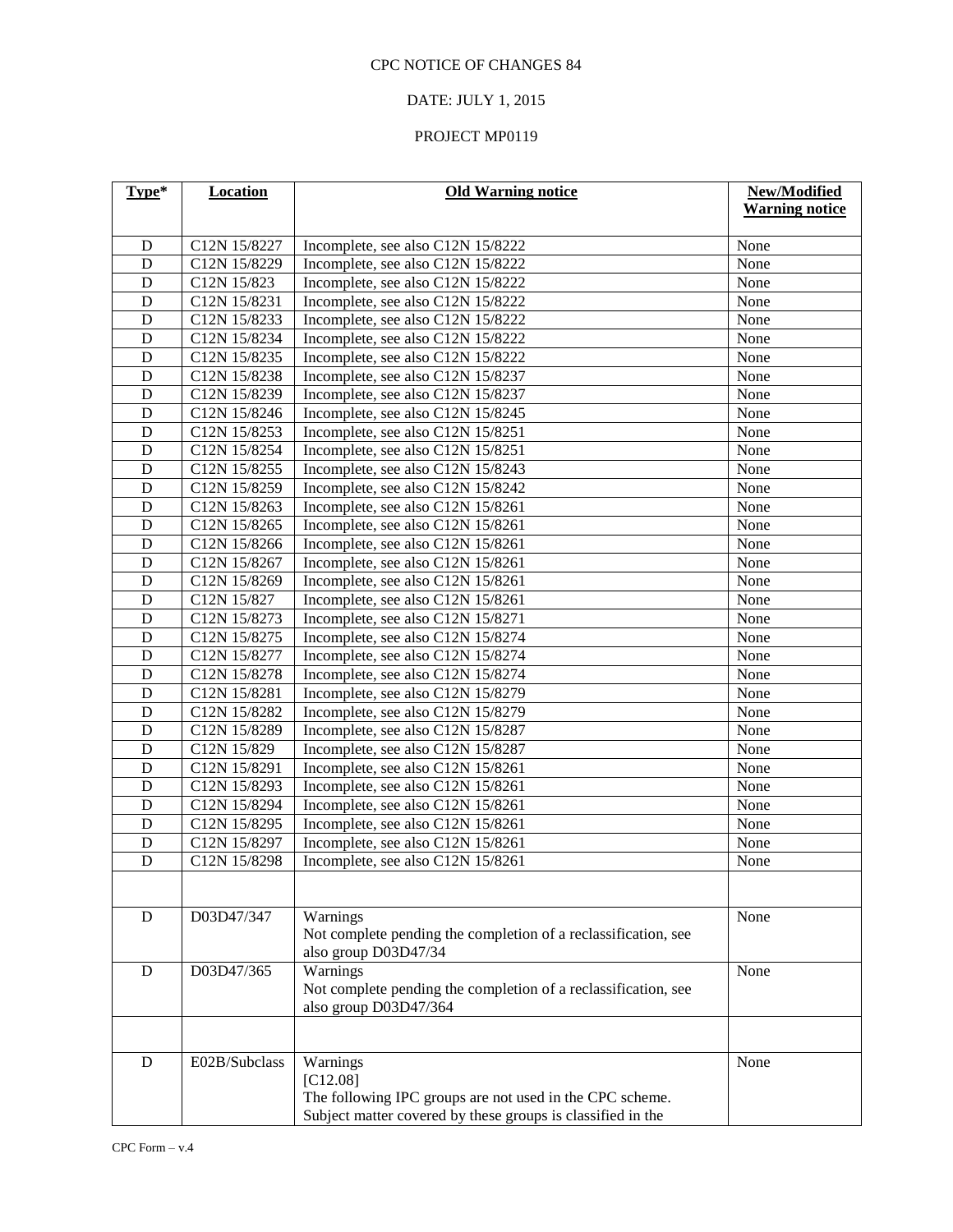CPC NOTICE OF CHANGES 84

DATE: JULY 1, 2015

PROJECT MP0119

| Type* | Location | Old Warning notice | New/Modified Warning notice |
|---|---|---|---|
| D | C12N 15/8227 | Incomplete, see also C12N 15/8222 | None |
| D | C12N 15/8229 | Incomplete, see also C12N 15/8222 | None |
| D | C12N 15/823 | Incomplete, see also C12N 15/8222 | None |
| D | C12N 15/8231 | Incomplete, see also C12N 15/8222 | None |
| D | C12N 15/8233 | Incomplete, see also C12N 15/8222 | None |
| D | C12N 15/8234 | Incomplete, see also C12N 15/8222 | None |
| D | C12N 15/8235 | Incomplete, see also C12N 15/8222 | None |
| D | C12N 15/8238 | Incomplete, see also C12N 15/8237 | None |
| D | C12N 15/8239 | Incomplete, see also C12N 15/8237 | None |
| D | C12N 15/8246 | Incomplete, see also C12N 15/8245 | None |
| D | C12N 15/8253 | Incomplete, see also C12N 15/8251 | None |
| D | C12N 15/8254 | Incomplete, see also C12N 15/8251 | None |
| D | C12N 15/8255 | Incomplete, see also C12N 15/8243 | None |
| D | C12N 15/8259 | Incomplete, see also C12N 15/8242 | None |
| D | C12N 15/8263 | Incomplete, see also C12N 15/8261 | None |
| D | C12N 15/8265 | Incomplete, see also C12N 15/8261 | None |
| D | C12N 15/8266 | Incomplete, see also C12N 15/8261 | None |
| D | C12N 15/8267 | Incomplete, see also C12N 15/8261 | None |
| D | C12N 15/8269 | Incomplete, see also C12N 15/8261 | None |
| D | C12N 15/827 | Incomplete, see also C12N 15/8261 | None |
| D | C12N 15/8273 | Incomplete, see also C12N 15/8271 | None |
| D | C12N 15/8275 | Incomplete, see also C12N 15/8274 | None |
| D | C12N 15/8277 | Incomplete, see also C12N 15/8274 | None |
| D | C12N 15/8278 | Incomplete, see also C12N 15/8274 | None |
| D | C12N 15/8281 | Incomplete, see also C12N 15/8279 | None |
| D | C12N 15/8282 | Incomplete, see also C12N 15/8279 | None |
| D | C12N 15/8289 | Incomplete, see also C12N 15/8287 | None |
| D | C12N 15/829 | Incomplete, see also C12N 15/8287 | None |
| D | C12N 15/8291 | Incomplete, see also C12N 15/8261 | None |
| D | C12N 15/8293 | Incomplete, see also C12N 15/8261 | None |
| D | C12N 15/8294 | Incomplete, see also C12N 15/8261 | None |
| D | C12N 15/8295 | Incomplete, see also C12N 15/8261 | None |
| D | C12N 15/8297 | Incomplete, see also C12N 15/8261 | None |
| D | C12N 15/8298 | Incomplete, see also C12N 15/8261 | None |
| | | | |
| D | D03D47/347 | Warnings<br>Not complete pending the completion of a reclassification, see also group D03D47/34 | None |
| D | D03D47/365 | Warnings<br>Not complete pending the completion of a reclassification, see also group D03D47/364 | None |
| | | | |
| D | E02B/Subclass | Warnings<br>[C12.08]<br>The following IPC groups are not used in the CPC scheme. Subject matter covered by these groups is classified in the | None |

CPC Form – v.4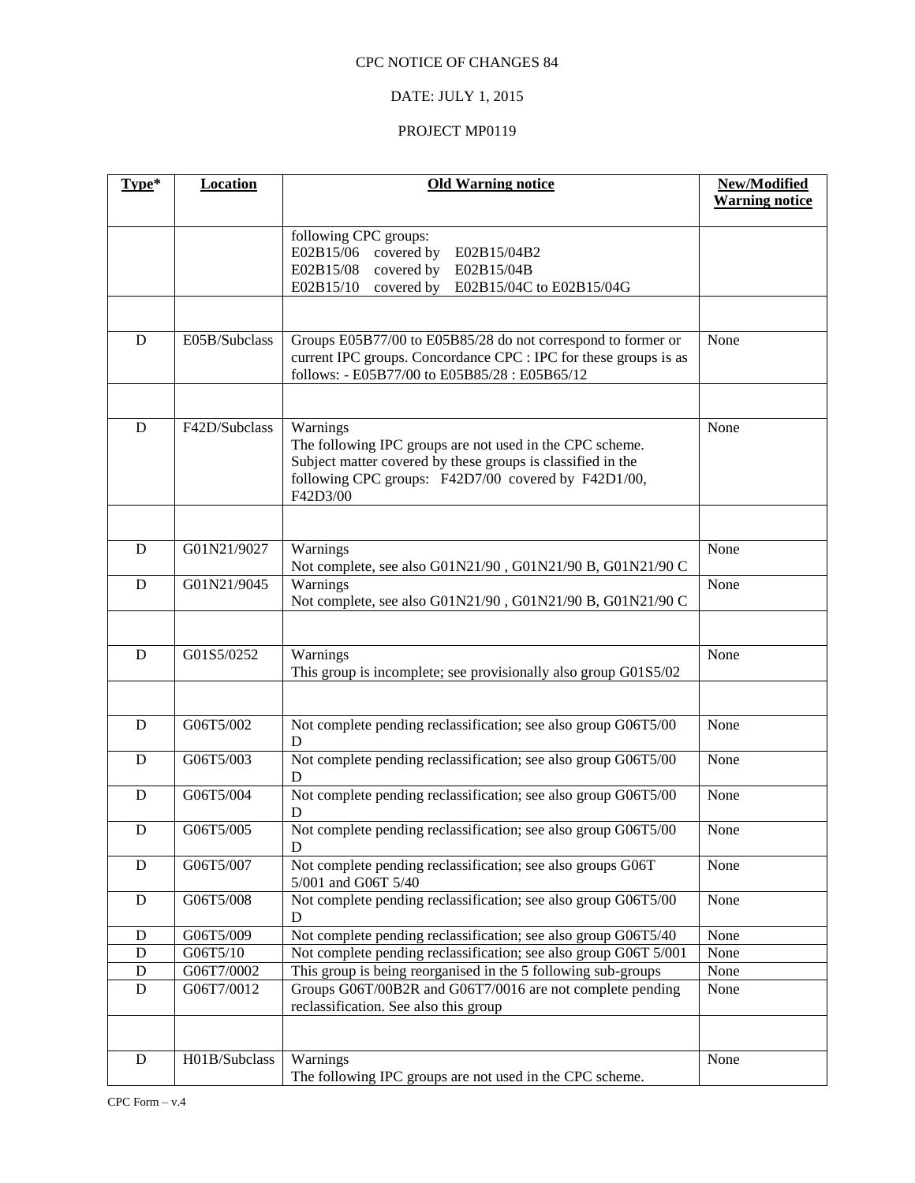CPC NOTICE OF CHANGES 84

DATE: JULY 1, 2015

PROJECT MP0119

| Type* | Location | Old Warning notice | New/Modified Warning notice |
|---|---|---|---|
| | | following CPC groups:<br>E02B15/06 covered by E02B15/04B2<br>E02B15/08 covered by E02B15/04B<br>E02B15/10 covered by E02B15/04C to E02B15/04G | |
| | | | |
| D | E05B/Subclass | Groups E05B77/00 to E05B85/28 do not correspond to former or current IPC groups. Concordance CPC : IPC for these groups is as follows: - E05B77/00 to E05B85/28 : E05B65/12 | None |
| | | | |
| D | F42D/Subclass | Warnings<br>The following IPC groups are not used in the CPC scheme. Subject matter covered by these groups is classified in the following CPC groups: F42D7/00 covered by F42D1/00, F42D3/00 | None |
| | | | |
| D | G01N21/9027 | Warnings<br>Not complete, see also G01N21/90 , G01N21/90 B, G01N21/90 C | None |
| D | G01N21/9045 | Warnings<br>Not complete, see also G01N21/90 , G01N21/90 B, G01N21/90 C | None |
| | | | |
| D | G01S5/0252 | Warnings<br>This group is incomplete; see provisionally also group G01S5/02 | None |
| | | | |
| D | G06T5/002 | Not complete pending reclassification; see also group G06T5/00 D | None |
| D | G06T5/003 | Not complete pending reclassification; see also group G06T5/00 D | None |
| D | G06T5/004 | Not complete pending reclassification; see also group G06T5/00 D | None |
| D | G06T5/005 | Not complete pending reclassification; see also group G06T5/00 D | None |
| D | G06T5/007 | Not complete pending reclassification; see also groups G06T 5/001 and G06T 5/40 | None |
| D | G06T5/008 | Not complete pending reclassification; see also group G06T5/00 D | None |
| D | G06T5/009 | Not complete pending reclassification; see also group G06T5/40 | None |
| D | G06T5/10 | Not complete pending reclassification; see also group G06T 5/001 | None |
| D | G06T7/0002 | This group is being reorganised in the 5 following sub-groups | None |
| D | G06T7/0012 | Groups G06T/00B2R and G06T7/0016 are not complete pending reclassification. See also this group | None |
| | | | |
| D | H01B/Subclass | Warnings<br>The following IPC groups are not used in the CPC scheme. | None |

CPC Form – v.4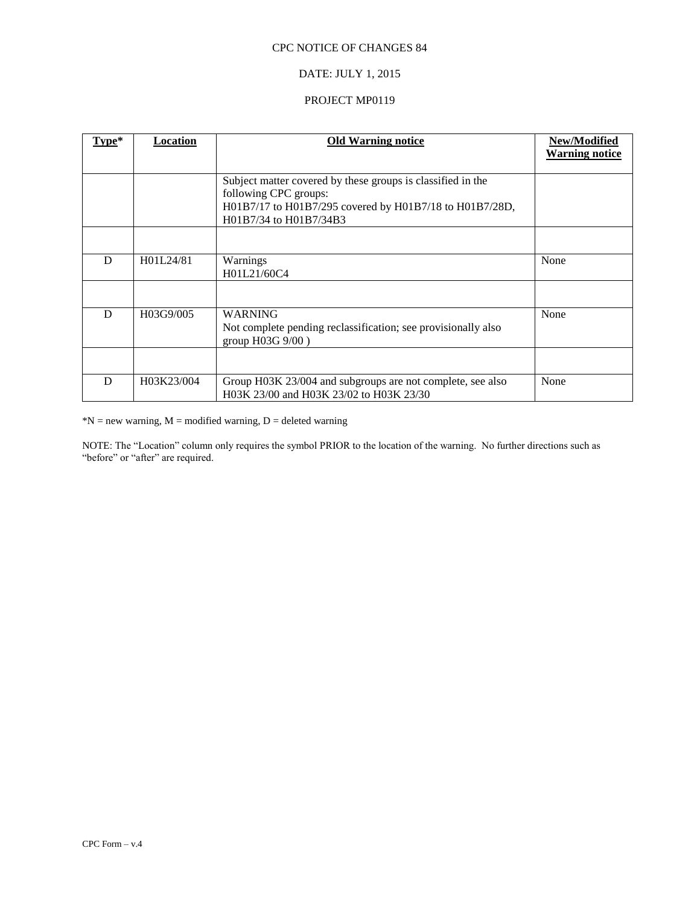CPC NOTICE OF CHANGES 84

DATE: JULY 1, 2015

PROJECT MP0119

| Type* | Location | Old Warning notice | New/Modified Warning notice |
|---|---|---|---|
| | | Subject matter covered by these groups is classified in the following CPC groups:<br>H01B7/17 to H01B7/295 covered by H01B7/18 to H01B7/28D, H01B7/34 to H01B7/34B3 | |
| | | | |
| D | H01L24/81 | Warnings<br>H01L21/60C4 | None |
| | | | |
| D | H03G9/005 | WARNING<br>Not complete pending reclassification; see provisionally also group H03G 9/00 ) | None |
| | | | |
| D | H03K23/004 | Group H03K 23/004 and subgroups are not complete, see also H03K 23/00 and H03K 23/02 to H03K 23/30 | None |

*N = new warning, M = modified warning, D = deleted warning

NOTE: The "Location" column only requires the symbol PRIOR to the location of the warning. No further directions such as "before" or "after" are required.

CPC Form – v.4